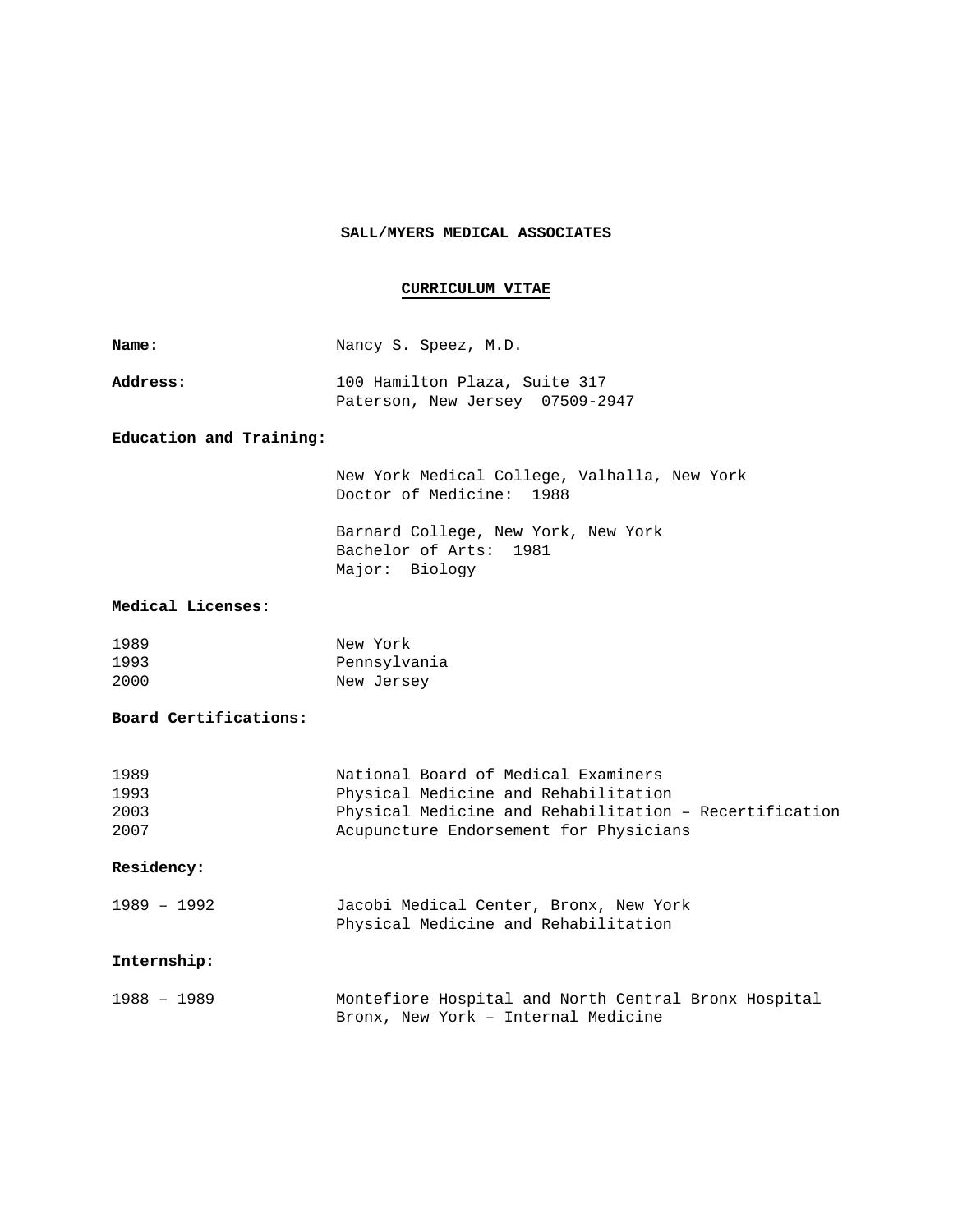# SALL/MYERS MEDICAL ASSOCIATES

## CURRICULUM VITAE

**Name:** Nancy S. Speez, M.D.

**Address:** 100 Hamilton Plaza, Suite 317
Paterson, New Jersey 07509-2947

**Education and Training:**

New York Medical College, Valhalla, New York
Doctor of Medicine: 1988

Barnard College, New York, New York
Bachelor of Arts: 1981
Major: Biology

**Medical Licenses:**

| | |
|---|---|
| 1989 | New York |
| 1993 | Pennsylvania |
| 2000 | New Jersey |

**Board Certifications:**

| | |
|---|---|
| 1989 | National Board of Medical Examiners |
| 1993 | Physical Medicine and Rehabilitation |
| 2003 | Physical Medicine and Rehabilitation – Recertification |
| 2007 | Acupuncture Endorsement for Physicians |

**Residency:**

| | |
|---|---|
| 1989 – 1992 | Jacobi Medical Center, Bronx, New York<br>Physical Medicine and Rehabilitation |

**Internship:**

| | |
|---|---|
| 1988 – 1989 | Montefiore Hospital and North Central Bronx Hospital<br>Bronx, New York – Internal Medicine |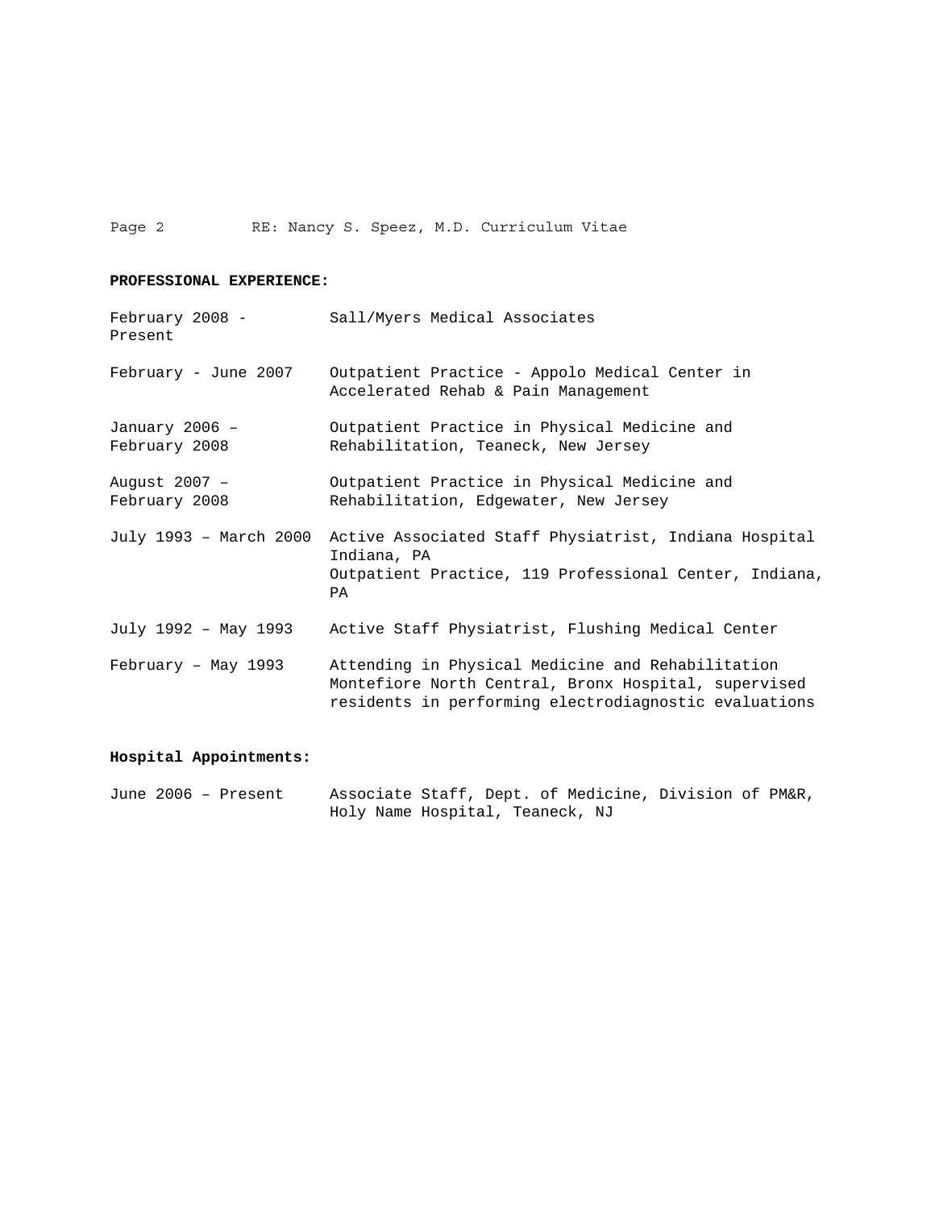## PROFESSIONAL EXPERIENCE:

| | |
|---|---|
| February 2008 - Present | Sall/Myers Medical Associates |
| February - June 2007 | Outpatient Practice - Appolo Medical Center in Accelerated Rehab & Pain Management |
| January 2006 – February 2008 | Outpatient Practice in Physical Medicine and Rehabilitation, Teaneck, New Jersey |
| August 2007 – February 2008 | Outpatient Practice in Physical Medicine and Rehabilitation, Edgewater, New Jersey |
| July 1993 – March 2000 | Active Associated Staff Physiatrist, Indiana Hospital Indiana, PA<br>Outpatient Practice, 119 Professional Center, Indiana, PA |
| July 1992 – May 1993 | Active Staff Physiatrist, Flushing Medical Center |
| February – May 1993 | Attending in Physical Medicine and Rehabilitation Montefiore North Central, Bronx Hospital, supervised residents in performing electrodiagnostic evaluations |

### Hospital Appointments:

| | |
|---|---|
| June 2006 – Present | Associate Staff, Dept. of Medicine, Division of PM&R, Holy Name Hospital, Teaneck, NJ |